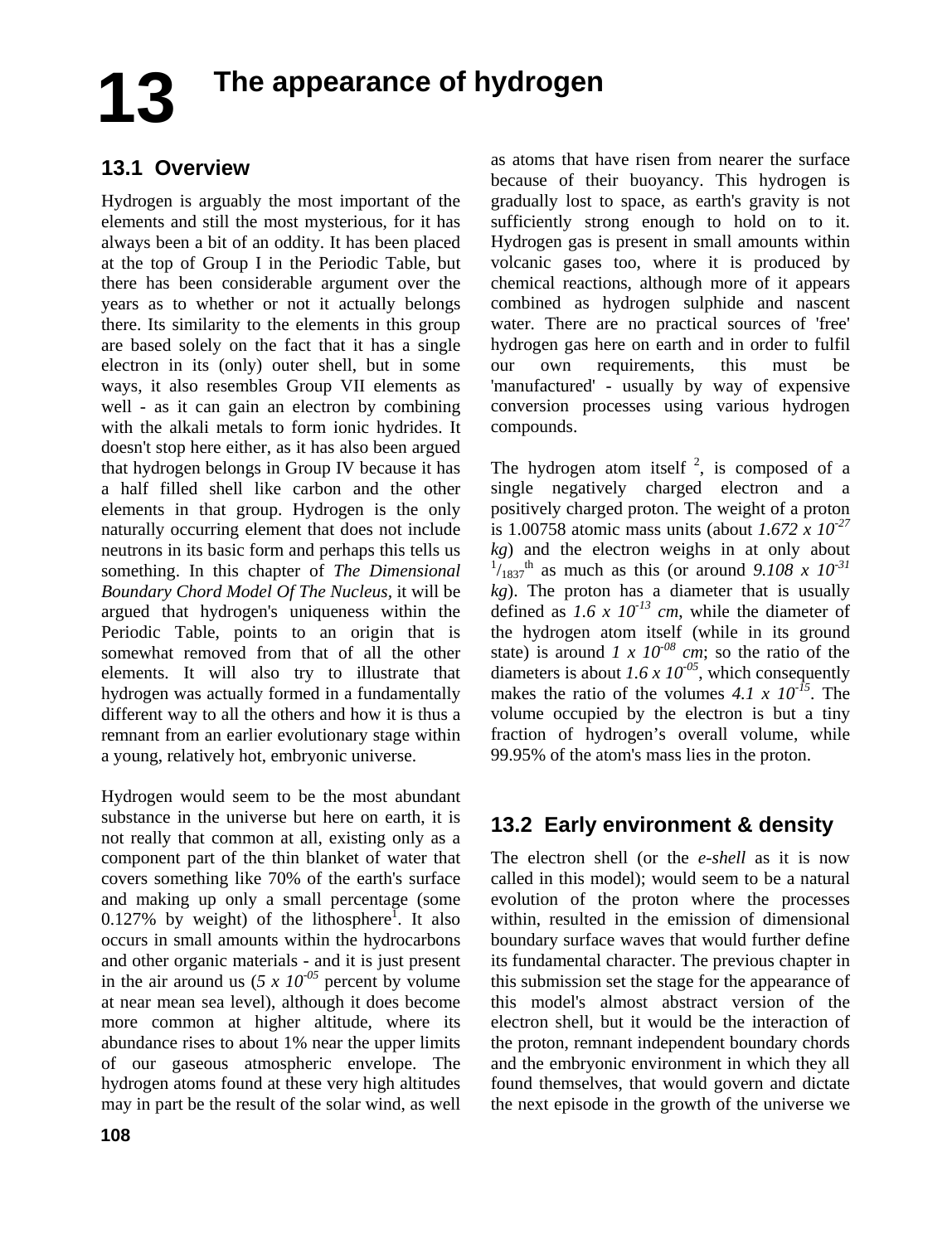# 13 The appearance of hydrogen

## 13.1 Overview

Hydrogen is arguably the most important of the elements and still the most mysterious, for it has always been a bit of an oddity. It has been placed at the top of Group I in the Periodic Table, but there has been considerable argument over the years as to whether or not it actually belongs there. Its similarity to the elements in this group are based solely on the fact that it has a single electron in its (only) outer shell, but in some ways, it also resembles Group VII elements as well - as it can gain an electron by combining with the alkali metals to form ionic hydrides. It doesn't stop here either, as it has also been argued that hydrogen belongs in Group IV because it has a half filled shell like carbon and the other elements in that group. Hydrogen is the only naturally occurring element that does not include neutrons in its basic form and perhaps this tells us something. In this chapter of *The Dimensional Boundary Chord Model Of The Nucleus*, it will be argued that hydrogen's uniqueness within the Periodic Table, points to an origin that is somewhat removed from that of all the other elements. It will also try to illustrate that hydrogen was actually formed in a fundamentally different way to all the others and how it is thus a remnant from an earlier evolutionary stage within a young, relatively hot, embryonic universe.

Hydrogen would seem to be the most abundant substance in the universe but here on earth, it is not really that common at all, existing only as a component part of the thin blanket of water that covers something like 70% of the earth's surface and making up only a small percentage (some 0.127% by weight) of the lithosphere[1]. It also occurs in small amounts within the hydrocarbons and other organic materials - and it is just present in the air around us ($5 \times 10^{-05}$ percent by volume at near mean sea level), although it does become more common at higher altitude, where its abundance rises to about 1% near the upper limits of our gaseous atmospheric envelope. The hydrogen atoms found at these very high altitudes may in part be the result of the solar wind, as well as atoms that have risen from nearer the surface because of their buoyancy. This hydrogen is gradually lost to space, as earth's gravity is not sufficiently strong enough to hold on to it. Hydrogen gas is present in small amounts within volcanic gases too, where it is produced by chemical reactions, although more of it appears combined as hydrogen sulphide and nascent water. There are no practical sources of 'free' hydrogen gas here on earth and in order to fulfil our own requirements, this must be 'manufactured' - usually by way of expensive conversion processes using various hydrogen compounds.

The hydrogen atom itself [2], is composed of a single negatively charged electron and a positively charged proton. The weight of a proton is 1.00758 atomic mass units (about $1.672 \times 10^{-27}$ *kg*) and the electron weighs in at only about $^{1}/_{1837}$th as much as this (or around $9.108 \times 10^{-31}$ *kg*). The proton has a diameter that is usually defined as $1.6 \times 10^{-13}$ *cm*, while the diameter of the hydrogen atom itself (while in its ground state) is around $1 \times 10^{-08}$ *cm*; so the ratio of the diameters is about $1.6 \times 10^{-05}$, which consequently makes the ratio of the volumes $4.1 \times 10^{-15}$. The volume occupied by the electron is but a tiny fraction of hydrogen's overall volume, while 99.95% of the atom's mass lies in the proton.

## 13.2 Early environment & density

The electron shell (or the *e-shell* as it is now called in this model); would seem to be a natural evolution of the proton where the processes within, resulted in the emission of dimensional boundary surface waves that would further define its fundamental character. The previous chapter in this submission set the stage for the appearance of this model's almost abstract version of the electron shell, but it would be the interaction of the proton, remnant independent boundary chords and the embryonic environment in which they all found themselves, that would govern and dictate the next episode in the growth of the universe we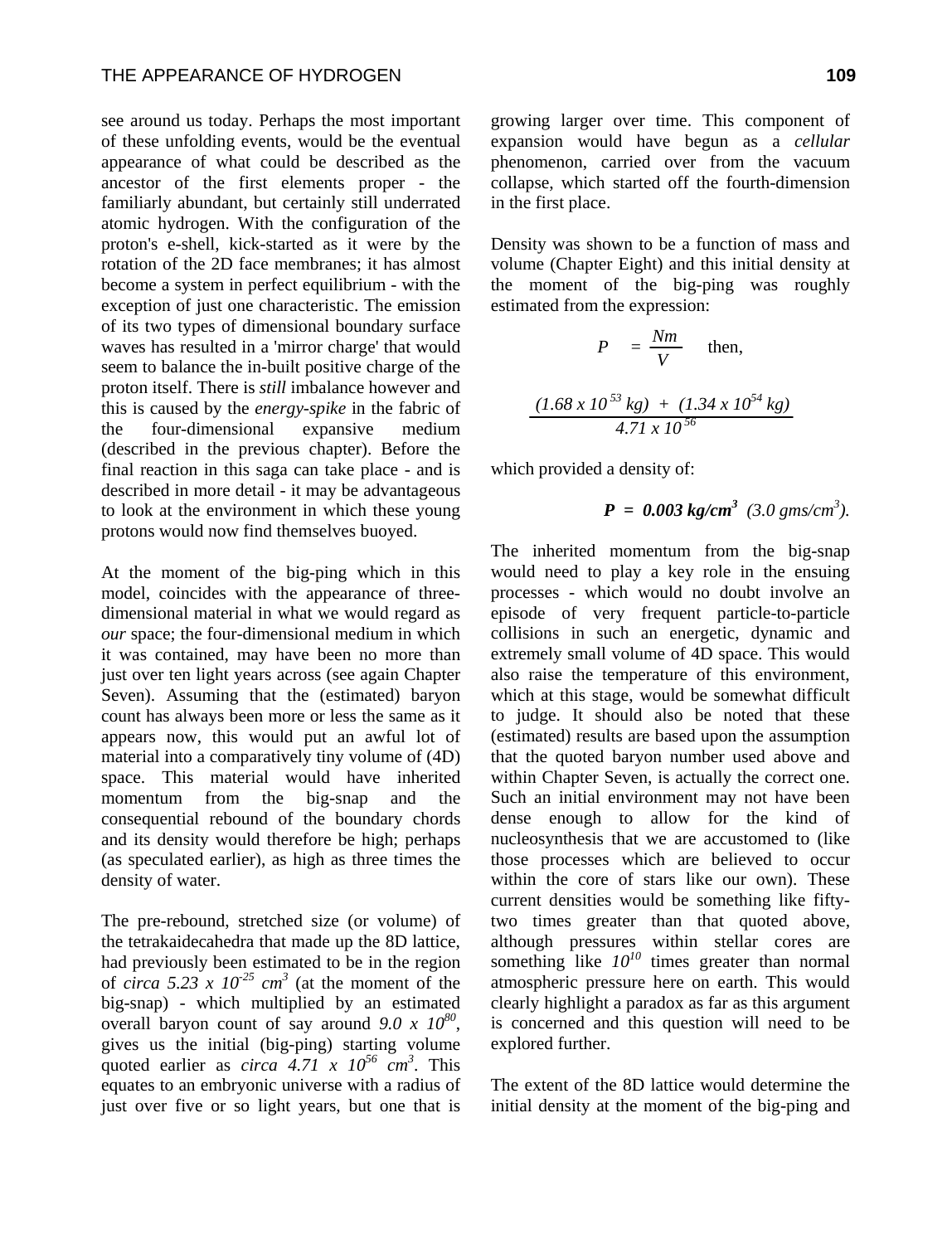see around us today. Perhaps the most important of these unfolding events, would be the eventual appearance of what could be described as the ancestor of the first elements proper - the familiarly abundant, but certainly still underrated atomic hydrogen. With the configuration of the proton's e-shell, kick-started as it were by the rotation of the 2D face membranes; it has almost become a system in perfect equilibrium - with the exception of just one characteristic. The emission of its two types of dimensional boundary surface waves has resulted in a 'mirror charge' that would seem to balance the in-built positive charge of the proton itself. There is *still* imbalance however and this is caused by the *energy-spike* in the fabric of the four-dimensional expansive medium (described in the previous chapter). Before the final reaction in this saga can take place - and is described in more detail - it may be advantageous to look at the environment in which these young protons would now find themselves buoyed.

At the moment of the big-ping which in this model, coincides with the appearance of three-dimensional material in what we would regard as *our* space; the four-dimensional medium in which it was contained, may have been no more than just over ten light years across (see again Chapter Seven). Assuming that the (estimated) baryon count has always been more or less the same as it appears now, this would put an awful lot of material into a comparatively tiny volume of (4D) space. This material would have inherited momentum from the big-snap and the consequential rebound of the boundary chords and its density would therefore be high; perhaps (as speculated earlier), as high as three times the density of water.

The pre-rebound, stretched size (or volume) of the tetrakaidecahedra that made up the 8D lattice, had previously been estimated to be in the region of *circa* $5.23 \times 10^{-25}$ $cm^3$ (at the moment of the big-snap) - which multiplied by an estimated overall baryon count of say around $9.0 \times 10^{80}$, gives us the initial (big-ping) starting volume quoted earlier as *circa* $4.71 \times 10^{56}$ $cm^3$. This equates to an embryonic universe with a radius of just over five or so light years, but one that is growing larger over time. This component of expansion would have begun as a *cellular* phenomenon, carried over from the vacuum collapse, which started off the fourth-dimension in the first place.

Density was shown to be a function of mass and volume (Chapter Eight) and this initial density at the moment of the big-ping was roughly estimated from the expression:

$$P = \frac{Nm}{V} \quad \text{then,}$$

$$\frac{(1.68 \times 10^{53}\ kg) + (1.34 \times 10^{54}\ kg)}{4.71 \times 10^{56}}$$

which provided a density of:

$$\boldsymbol{P = 0.003\ kg/cm^3} \quad (3.0\ gms/cm^3).$$

The inherited momentum from the big-snap would need to play a key role in the ensuing processes - which would no doubt involve an episode of very frequent particle-to-particle collisions in such an energetic, dynamic and extremely small volume of 4D space. This would also raise the temperature of this environment, which at this stage, would be somewhat difficult to judge. It should also be noted that these (estimated) results are based upon the assumption that the quoted baryon number used above and within Chapter Seven, is actually the correct one. Such an initial environment may not have been dense enough to allow for the kind of nucleosynthesis that we are accustomed to (like those processes which are believed to occur within the core of stars like our own). These current densities would be something like fifty-two times greater than that quoted above, although pressures within stellar cores are something like $10^{10}$ times greater than normal atmospheric pressure here on earth. This would clearly highlight a paradox as far as this argument is concerned and this question will need to be explored further.

The extent of the 8D lattice would determine the initial density at the moment of the big-ping and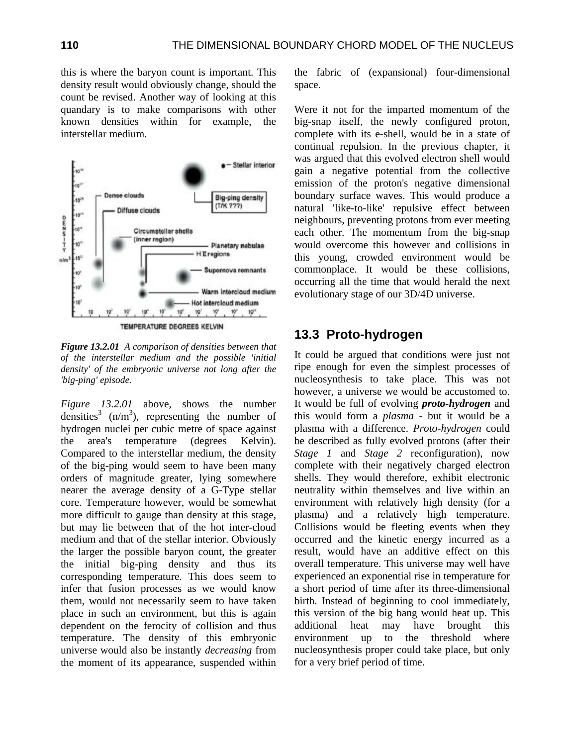this is where the baryon count is important. This density result would obviously change, should the count be revised. Another way of looking at this quandary is to make comparisons with other known densities within for example, the interstellar medium.

***Figure 13.2.01*** *A comparison of densities between that of the interstellar medium and the possible 'initial density' of the embryonic universe not long after the 'big-ping' episode.*

*Figure 13.2.01* above, shows the number densities[3] (n/m$^3$), representing the number of hydrogen nuclei per cubic metre of space against the area's temperature (degrees Kelvin). Compared to the interstellar medium, the density of the big-ping would seem to have been many orders of magnitude greater, lying somewhere nearer the average density of a G-Type stellar core. Temperature however, would be somewhat more difficult to gauge than density at this stage, but may lie between that of the hot inter-cloud medium and that of the stellar interior. Obviously the larger the possible baryon count, the greater the initial big-ping density and thus its corresponding temperature. This does seem to infer that fusion processes as we would know them, would not necessarily seem to have taken place in such an environment, but this is again dependent on the ferocity of collision and thus temperature. The density of this embryonic universe would also be instantly *decreasing* from the moment of its appearance, suspended within the fabric of (expansional) four-dimensional space.

Were it not for the imparted momentum of the big-snap itself, the newly configured proton, complete with its e-shell, would be in a state of continual repulsion. In the previous chapter, it was argued that this evolved electron shell would gain a negative potential from the collective emission of the proton's negative dimensional boundary surface waves. This would produce a natural 'like-to-like' repulsive effect between neighbours, preventing protons from ever meeting each other. The momentum from the big-snap would overcome this however and collisions in this young, crowded environment would be commonplace. It would be these collisions, occurring all the time that would herald the next evolutionary stage of our 3D/4D universe.

## 13.3 Proto-hydrogen

It could be argued that conditions were just not ripe enough for even the simplest processes of nucleosynthesis to take place. This was not however, a universe we would be accustomed to. It would be full of evolving ***proto-hydrogen*** and this would form a *plasma* - but it would be a plasma with a difference. *Proto-hydrogen* could be described as fully evolved protons (after their *Stage 1* and *Stage 2* reconfiguration), now complete with their negatively charged electron shells. They would therefore, exhibit electronic neutrality within themselves and live within an environment with relatively high density (for a plasma) and a relatively high temperature. Collisions would be fleeting events when they occurred and the kinetic energy incurred as a result, would have an additive effect on this overall temperature. This universe may well have experienced an exponential rise in temperature for a short period of time after its three-dimensional birth. Instead of beginning to cool immediately, this version of the big bang would heat up. This additional heat may have brought this environment up to the threshold where nucleosynthesis proper could take place, but only for a very brief period of time.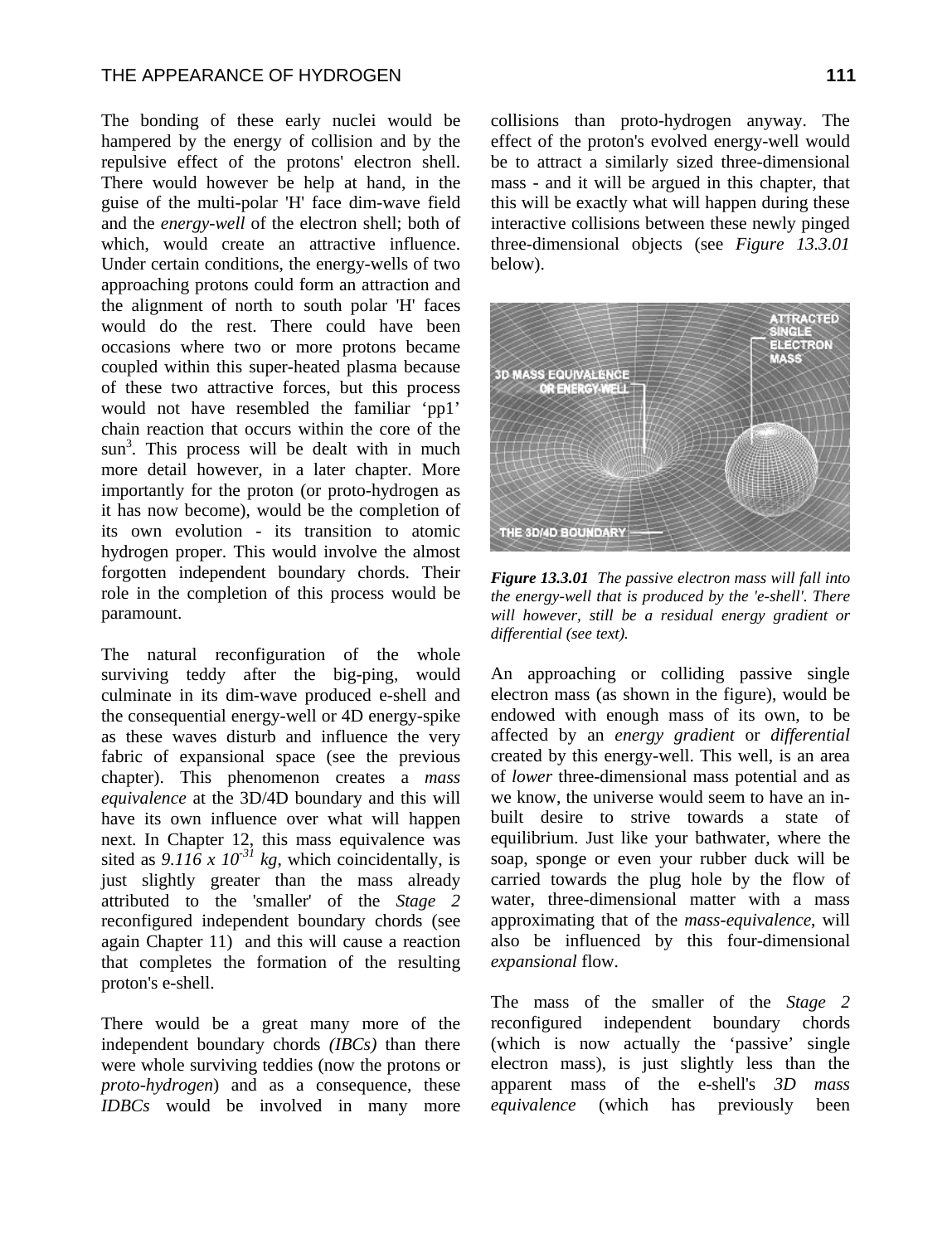The bonding of these early nuclei would be hampered by the energy of collision and by the repulsive effect of the protons' electron shell. There would however be help at hand, in the guise of the multi-polar 'H' face dim-wave field and the *energy-well* of the electron shell; both of which, would create an attractive influence. Under certain conditions, the energy-wells of two approaching protons could form an attraction and the alignment of north to south polar 'H' faces would do the rest. There could have been occasions where two or more protons became coupled within this super-heated plasma because of these two attractive forces, but this process would not have resembled the familiar 'pp1' chain reaction that occurs within the core of the sun[3]. This process will be dealt with in much more detail however, in a later chapter. More importantly for the proton (or proto-hydrogen as it has now become), would be the completion of its own evolution - its transition to atomic hydrogen proper. This would involve the almost forgotten independent boundary chords. Their role in the completion of this process would be paramount.

The natural reconfiguration of the whole surviving teddy after the big-ping, would culminate in its dim-wave produced e-shell and the consequential energy-well or 4D energy-spike as these waves disturb and influence the very fabric of expansional space (see the previous chapter). This phenomenon creates a *mass equivalence* at the 3D/4D boundary and this will have its own influence over what will happen next. In Chapter 12, this mass equivalence was sited as $9.116 \times 10^{-31}$ *kg*, which coincidentally, is just slightly greater than the mass already attributed to the 'smaller' of the *Stage 2* reconfigured independent boundary chords (see again Chapter 11) and this will cause a reaction that completes the formation of the resulting proton's e-shell.

There would be a great many more of the independent boundary chords *(IBCs)* than there were whole surviving teddies (now the protons or *proto-hydrogen*) and as a consequence, these *IDBCs* would be involved in many more collisions than proto-hydrogen anyway. The effect of the proton's evolved energy-well would be to attract a similarly sized three-dimensional mass - and it will be argued in this chapter, that this will be exactly what will happen during these interactive collisions between these newly pinged three-dimensional objects (see *Figure 13.3.01* below).

***Figure 13.3.01*** *The passive electron mass will fall into the energy-well that is produced by the 'e-shell'. There will however, still be a residual energy gradient or differential (see text).*

An approaching or colliding passive single electron mass (as shown in the figure), would be endowed with enough mass of its own, to be affected by an *energy gradient* or *differential* created by this energy-well. This well, is an area of *lower* three-dimensional mass potential and as we know, the universe would seem to have an in-built desire to strive towards a state of equilibrium. Just like your bathwater, where the soap, sponge or even your rubber duck will be carried towards the plug hole by the flow of water, three-dimensional matter with a mass approximating that of the *mass-equivalence*, will also be influenced by this four-dimensional *expansional* flow.

The mass of the smaller of the *Stage 2* reconfigured independent boundary chords (which is now actually the 'passive' single electron mass), is just slightly less than the apparent mass of the e-shell's *3D mass equivalence* (which has previously been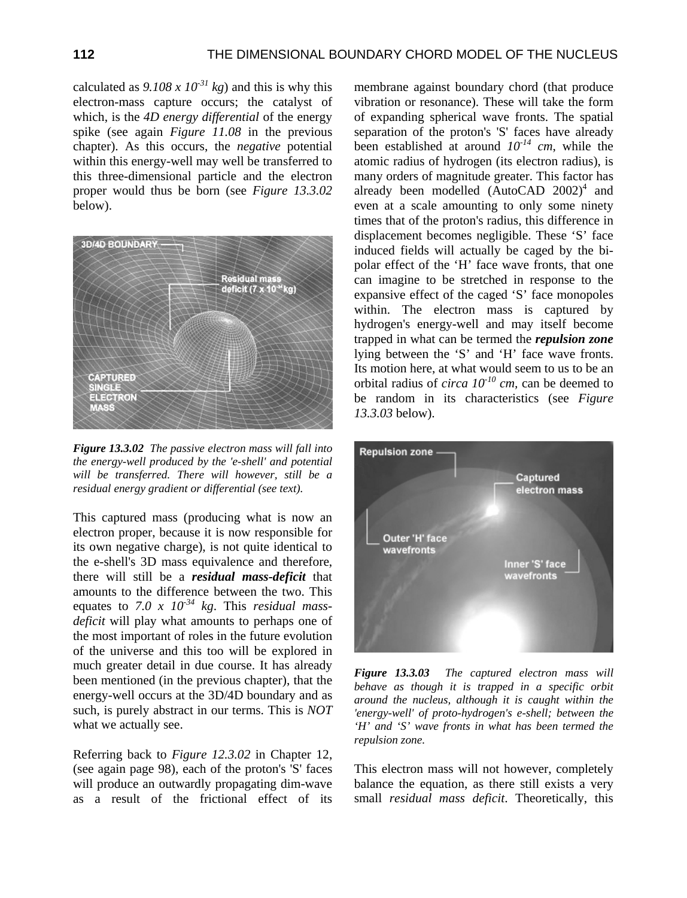calculated as $9.108 \times 10^{-31}$ *kg*) and this is why this electron-mass capture occurs; the catalyst of which, is the *4D energy differential* of the energy spike (see again *Figure 11.08* in the previous chapter). As this occurs, the *negative* potential within this energy-well may well be transferred to this three-dimensional particle and the electron proper would thus be born (see *Figure 13.3.02* below).

***Figure 13.3.02*** *The passive electron mass will fall into the energy-well produced by the 'e-shell' and potential will be transferred. There will however, still be a residual energy gradient or differential (see text).*

This captured mass (producing what is now an electron proper, because it is now responsible for its own negative charge), is not quite identical to the e-shell's 3D mass equivalence and therefore, there will still be a ***residual mass-deficit*** that amounts to the difference between the two. This equates to $7.0 \times 10^{-34}$ *kg*. This *residual mass-deficit* will play what amounts to perhaps one of the most important of roles in the future evolution of the universe and this too will be explored in much greater detail in due course. It has already been mentioned (in the previous chapter), that the energy-well occurs at the 3D/4D boundary and as such, is purely abstract in our terms. This is *NOT* what we actually see.

Referring back to *Figure 12.3.02* in Chapter 12, (see again page 98), each of the proton's 'S' faces will produce an outwardly propagating dim-wave as a result of the frictional effect of its membrane against boundary chord (that produce vibration or resonance). These will take the form of expanding spherical wave fronts. The spatial separation of the proton's 'S' faces have already been established at around $10^{-14}$ *cm*, while the atomic radius of hydrogen (its electron radius), is many orders of magnitude greater. This factor has already been modelled (AutoCAD 2002)[4] and even at a scale amounting to only some ninety times that of the proton's radius, this difference in displacement becomes negligible. These 'S' face induced fields will actually be caged by the bi-polar effect of the 'H' face wave fronts, that one can imagine to be stretched in response to the expansive effect of the caged 'S' face monopoles within. The electron mass is captured by hydrogen's energy-well and may itself become trapped in what can be termed the ***repulsion zone*** lying between the 'S' and 'H' face wave fronts. Its motion here, at what would seem to us to be an orbital radius of *circa* $10^{-10}$ *cm*, can be deemed to be random in its characteristics (see *Figure 13.3.03* below).

***Figure 13.3.03*** *The captured electron mass will behave as though it is trapped in a specific orbit around the nucleus, although it is caught within the 'energy-well' of proto-hydrogen's e-shell; between the 'H' and 'S' wave fronts in what has been termed the repulsion zone.*

This electron mass will not however, completely balance the equation, as there still exists a very small *residual mass deficit*. Theoretically, this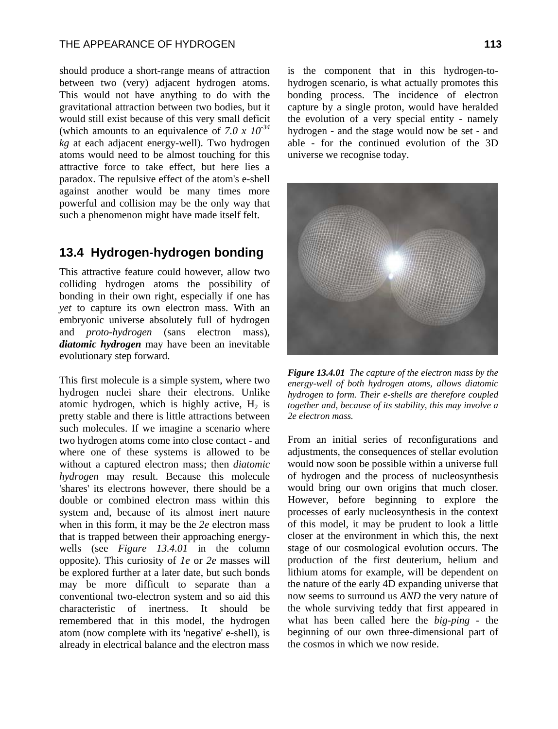should produce a short-range means of attraction between two (very) adjacent hydrogen atoms. This would not have anything to do with the gravitational attraction between two bodies, but it would still exist because of this very small deficit (which amounts to an equivalence of *7.0 x* $10^{-34}$ *kg* at each adjacent energy-well). Two hydrogen atoms would need to be almost touching for this attractive force to take effect, but here lies a paradox. The repulsive effect of the atom's e-shell against another would be many times more powerful and collision may be the only way that such a phenomenon might have made itself felt.

## 13.4 Hydrogen-hydrogen bonding

This attractive feature could however, allow two colliding hydrogen atoms the possibility of bonding in their own right, especially if one has *yet* to capture its own electron mass. With an embryonic universe absolutely full of hydrogen and *proto-hydrogen* (sans electron mass), ***diatomic hydrogen*** may have been an inevitable evolutionary step forward.

This first molecule is a simple system, where two hydrogen nuclei share their electrons. Unlike atomic hydrogen, which is highly active, $H_2$ is pretty stable and there is little attractions between such molecules. If we imagine a scenario where two hydrogen atoms come into close contact - and where one of these systems is allowed to be without a captured electron mass; then *diatomic hydrogen* may result. Because this molecule 'shares' its electrons however, there should be a double or combined electron mass within this system and, because of its almost inert nature when in this form, it may be the *2e* electron mass that is trapped between their approaching energy-wells (see *Figure 13.4.01* in the column opposite). This curiosity of *1e* or *2e* masses will be explored further at a later date, but such bonds may be more difficult to separate than a conventional two-electron system and so aid this characteristic of inertness. It should be remembered that in this model, the hydrogen atom (now complete with its 'negative' e-shell), is already in electrical balance and the electron mass is the component that in this hydrogen-to-hydrogen scenario, is what actually promotes this bonding process. The incidence of electron capture by a single proton, would have heralded the evolution of a very special entity - namely hydrogen - and the stage would now be set - and able - for the continued evolution of the 3D universe we recognise today.

***Figure 13.4.01*** *The capture of the electron mass by the energy-well of both hydrogen atoms, allows diatomic hydrogen to form. Their e-shells are therefore coupled together and, because of its stability, this may involve a 2e electron mass.*

From an initial series of reconfigurations and adjustments, the consequences of stellar evolution would now soon be possible within a universe full of hydrogen and the process of nucleosynthesis would bring our own origins that much closer. However, before beginning to explore the processes of early nucleosynthesis in the context of this model, it may be prudent to look a little closer at the environment in which this, the next stage of our cosmological evolution occurs. The production of the first deuterium, helium and lithium atoms for example, will be dependent on the nature of the early 4D expanding universe that now seems to surround us *AND* the very nature of the whole surviving teddy that first appeared in what has been called here the *big-ping* - the beginning of our own three-dimensional part of the cosmos in which we now reside.